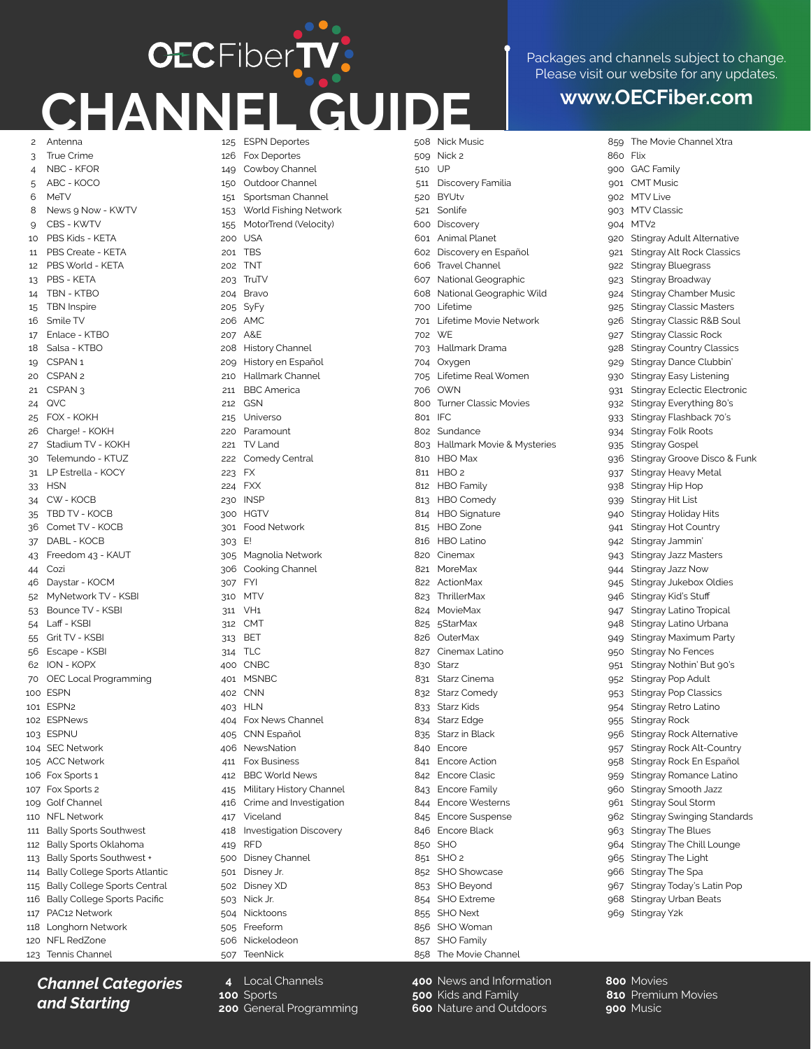# OECFiberTV CHANNEL GUIDE

Packages and channels subject to change. Please visit our website for any updates.

**www.OECFiber.com**

| Channel | Name |
|---|---|
| 2 | Antenna |
| 3 | True Crime |
| 4 | NBC - KFOR |
| 5 | ABC - KOCO |
| 6 | MeTV |
| 8 | News 9 Now - KWTV |
| 9 | CBS - KWTV |
| 10 | PBS Kids - KETA |
| 11 | PBS Create - KETA |
| 12 | PBS World - KETA |
| 13 | PBS - KETA |
| 14 | TBN - KTBO |
| 15 | TBN Inspire |
| 16 | Smile TV |
| 17 | Enlace - KTBO |
| 18 | Salsa - KTBO |
| 19 | CSPAN 1 |
| 20 | CSPAN 2 |
| 21 | CSPAN 3 |
| 24 | QVC |
| 25 | FOX - KOKH |
| 26 | Charge! - KOKH |
| 27 | Stadium TV - KOKH |
| 30 | Telemundo - KTUZ |
| 31 | LP Estrella - KOCY |
| 33 | HSN |
| 34 | CW - KOCB |
| 35 | TBD TV - KOCB |
| 36 | Comet TV - KOCB |
| 37 | DABL - KOCB |
| 43 | Freedom 43 - KAUT |
| 44 | Cozi |
| 46 | Daystar - KOCM |
| 52 | MyNetwork TV - KSBI |
| 53 | Bounce TV - KSBI |
| 54 | Laff - KSBI |
| 55 | Grit TV - KSBI |
| 56 | Escape - KSBI |
| 62 | ION - KOPX |
| 70 | OEC Local Programming |
| 100 | ESPN |
| 101 | ESPN2 |
| 102 | ESPNews |
| 103 | ESPNU |
| 104 | SEC Network |
| 105 | ACC Network |
| 106 | Fox Sports 1 |
| 107 | Fox Sports 2 |
| 109 | Golf Channel |
| 110 | NFL Network |
| 111 | Bally Sports Southwest |
| 112 | Bally Sports Oklahoma |
| 113 | Bally Sports Southwest + |
| 114 | Bally College Sports Atlantic |
| 115 | Bally College Sports Central |
| 116 | Bally College Sports Pacific |
| 117 | PAC12 Network |
| 118 | Longhorn Network |
| 120 | NFL RedZone |
| 123 | Tennis Channel |
| 125 | ESPN Deportes |
| 126 | Fox Deportes |
| 149 | Cowboy Channel |
| 150 | Outdoor Channel |
| 151 | Sportsman Channel |
| 153 | World Fishing Network |
| 155 | MotorTrend (Velocity) |
| 200 | USA |
| 201 | TBS |
| 202 | TNT |
| 203 | TruTV |
| 204 | Bravo |
| 205 | SyFy |
| 206 | AMC |
| 207 | A&E |
| 208 | History Channel |
| 209 | History en Español |
| 210 | Hallmark Channel |
| 211 | BBC America |
| 212 | GSN |
| 215 | Universo |
| 220 | Paramount |
| 221 | TV Land |
| 222 | Comedy Central |
| 223 | FX |
| 224 | FXX |
| 230 | INSP |
| 300 | HGTV |
| 301 | Food Network |
| 303 | E! |
| 305 | Magnolia Network |
| 306 | Cooking Channel |
| 307 | FYI |
| 310 | MTV |
| 311 | VH1 |
| 312 | CMT |
| 313 | BET |
| 314 | TLC |
| 400 | CNBC |
| 401 | MSNBC |
| 402 | CNN |
| 403 | HLN |
| 404 | Fox News Channel |
| 405 | CNN Español |
| 406 | NewsNation |
| 411 | Fox Business |
| 412 | BBC World News |
| 415 | Military History Channel |
| 416 | Crime and Investigation |
| 417 | Viceland |
| 418 | Investigation Discovery |
| 419 | RFD |
| 500 | Disney Channel |
| 501 | Disney Jr. |
| 502 | Disney XD |
| 503 | Nick Jr. |
| 504 | Nicktoons |
| 505 | Freeform |
| 506 | Nickelodeon |
| 507 | TeenNick |
| 508 | Nick Music |
| 509 | Nick 2 |
| 510 | UP |
| 511 | Discovery Familia |
| 520 | BYUtv |
| 521 | Sonlife |
| 600 | Discovery |
| 601 | Animal Planet |
| 602 | Discovery en Español |
| 606 | Travel Channel |
| 607 | National Geographic |
| 608 | National Geographic Wild |
| 700 | Lifetime |
| 701 | Lifetime Movie Network |
| 702 | WE |
| 703 | Hallmark Drama |
| 704 | Oxygen |
| 705 | Lifetime Real Women |
| 706 | OWN |
| 800 | Turner Classic Movies |
| 801 | IFC |
| 802 | Sundance |
| 803 | Hallmark Movie & Mysteries |
| 810 | HBO Max |
| 811 | HBO 2 |
| 812 | HBO Family |
| 813 | HBO Comedy |
| 814 | HBO Signature |
| 815 | HBO Zone |
| 816 | HBO Latino |
| 820 | Cinemax |
| 821 | MoreMax |
| 822 | ActionMax |
| 823 | ThrillerMax |
| 824 | MovieMax |
| 825 | 5StarMax |
| 826 | OuterMax |
| 827 | Cinemax Latino |
| 830 | Starz |
| 831 | Starz Cinema |
| 832 | Starz Comedy |
| 833 | Starz Kids |
| 834 | Starz Edge |
| 835 | Starz in Black |
| 840 | Encore |
| 841 | Encore Action |
| 842 | Encore Clasic |
| 843 | Encore Family |
| 844 | Encore Westerns |
| 845 | Encore Suspense |
| 846 | Encore Black |
| 850 | SHO |
| 851 | SHO 2 |
| 852 | SHO Showcase |
| 853 | SHO Beyond |
| 854 | SHO Extreme |
| 855 | SHO Next |
| 856 | SHO Woman |
| 857 | SHO Family |
| 858 | The Movie Channel |
| 859 | The Movie Channel Xtra |
| 860 | Flix |
| 900 | GAC Family |
| 901 | CMT Music |
| 902 | MTV Live |
| 903 | MTV Classic |
| 904 | MTV2 |
| 920 | Stingray Adult Alternative |
| 921 | Stingray Alt Rock Classics |
| 922 | Stingray Bluegrass |
| 923 | Stingray Broadway |
| 924 | Stingray Chamber Music |
| 925 | Stingray Classic Masters |
| 926 | Stingray Classic R&B Soul |
| 927 | Stingray Classic Rock |
| 928 | Stingray Country Classics |
| 929 | Stingray Dance Clubbin' |
| 930 | Stingray Easy Listening |
| 931 | Stingray Eclectic Electronic |
| 932 | Stingray Everything 80's |
| 933 | Stingray Flashback 70's |
| 934 | Stingray Folk Roots |
| 935 | Stingray Gospel |
| 936 | Stingray Groove Disco & Funk |
| 937 | Stingray Heavy Metal |
| 938 | Stingray Hip Hop |
| 939 | Stingray Hit List |
| 940 | Stingray Holiday Hits |
| 941 | Stingray Hot Country |
| 942 | Stingray Jammin' |
| 943 | Stingray Jazz Masters |
| 944 | Stingray Jazz Now |
| 945 | Stingray Jukebox Oldies |
| 946 | Stingray Kid's Stuff |
| 947 | Stingray Latino Tropical |
| 948 | Stingray Latino Urbana |
| 949 | Stingray Maximum Party |
| 950 | Stingray No Fences |
| 951 | Stingray Nothin' But 90's |
| 952 | Stingray Pop Adult |
| 953 | Stingray Pop Classics |
| 954 | Stingray Retro Latino |
| 955 | Stingray Rock |
| 956 | Stingray Rock Alternative |
| 957 | Stingray Rock Alt-Country |
| 958 | Stingray Rock En Español |
| 959 | Stingray Romance Latino |
| 960 | Stingray Smooth Jazz |
| 961 | Stingray Soul Storm |
| 962 | Stingray Swinging Standards |
| 963 | Stingray The Blues |
| 964 | Stingray The Chill Lounge |
| 965 | Stingray The Light |
| 966 | Stingray The Spa |
| 967 | Stingray Today's Latin Pop |
| 968 | Stingray Urban Beats |
| 969 | Stingray Y2k |

## *Channel Categories and Starting*

- **4** Local Channels
- **100** Sports
- **200** General Programming
- **400** News and Information
- **500** Kids and Family
- **600** Nature and Outdoors
- **800** Movies
- **810** Premium Movies
- **900** Music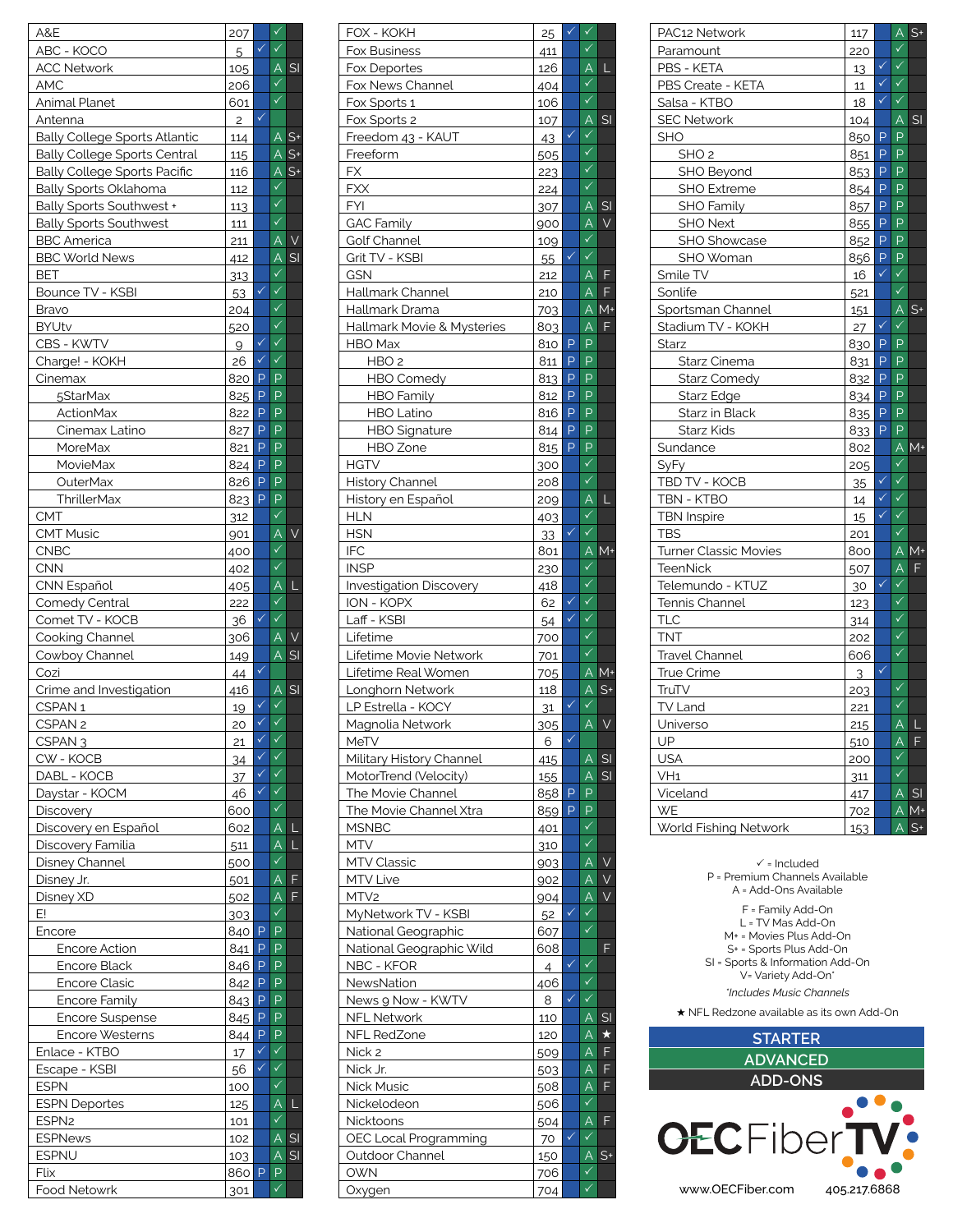| | | | | |
|---|---|---|---|---|
| A&E | 207 | | ✓ | |
| ABC - KOCO | 5 | ✓ | ✓ | |
| ACC Network | 105 | | A | SI |
| AMC | 206 | | ✓ | |
| Animal Planet | 601 | | ✓ | |
| Antenna | 2 | ✓ | | |
| Bally College Sports Atlantic | 114 | | A | S+ |
| Bally College Sports Central | 115 | | A | S+ |
| Bally College Sports Pacific | 116 | | A | S+ |
| Bally Sports Oklahoma | 112 | | ✓ | |
| Bally Sports Southwest + | 113 | | ✓ | |
| Bally Sports Southwest | 111 | | ✓ | |
| BBC America | 211 | | A | V |
| BBC World News | 412 | | A | SI |
| BET | 313 | | ✓ | |
| Bounce TV - KSBI | 53 | ✓ | ✓ | |
| Bravo | 204 | | ✓ | |
| BYUtv | 520 | | ✓ | |
| CBS - KWTV | 9 | ✓ | ✓ | |
| Charge! - KOKH | 26 | ✓ | ✓ | |
| Cinemax | 820 | P | P | |
| 5StarMax | 825 | P | P | |
| ActionMax | 822 | P | P | |
| Cinemax Latino | 827 | P | P | |
| MoreMax | 821 | P | P | |
| MovieMax | 824 | P | P | |
| OuterMax | 826 | P | P | |
| ThrillerMax | 823 | P | P | |
| CMT | 312 | | ✓ | |
| CMT Music | 901 | | A | V |
| CNBC | 400 | | ✓ | |
| CNN | 402 | | ✓ | |
| CNN Español | 405 | | A | L |
| Comedy Central | 222 | | ✓ | |
| Comet TV - KOCB | 36 | ✓ | ✓ | |
| Cooking Channel | 306 | | A | V |
| Cowboy Channel | 149 | | A | SI |
| Cozi | 44 | ✓ | | |
| Crime and Investigation | 416 | | A | SI |
| CSPAN 1 | 19 | ✓ | ✓ | |
| CSPAN 2 | 20 | ✓ | ✓ | |
| CSPAN 3 | 21 | ✓ | ✓ | |
| CW - KOCB | 34 | ✓ | ✓ | |
| DABL - KOCB | 37 | ✓ | ✓ | |
| Daystar - KOCM | 46 | ✓ | ✓ | |
| Discovery | 600 | | ✓ | |
| Discovery en Español | 602 | | A | L |
| Discovery Familia | 511 | | A | L |
| Disney Channel | 500 | | ✓ | |
| Disney Jr. | 501 | | A | F |
| Disney XD | 502 | | A | F |
| E! | 303 | | ✓ | |
| Encore | 840 | P | P | |
| Encore Action | 841 | P | P | |
| Encore Black | 846 | P | P | |
| Encore Clasic | 842 | P | P | |
| Encore Family | 843 | P | P | |
| Encore Suspense | 845 | P | P | |
| Encore Westerns | 844 | P | P | |
| Enlace - KTBO | 17 | ✓ | ✓ | |
| Escape - KSBI | 56 | ✓ | ✓ | |
| ESPN | 100 | | ✓ | |
| ESPN Deportes | 125 | | A | L |
| ESPN2 | 101 | | ✓ | |
| ESPNews | 102 | | A | SI |
| ESPNU | 103 | | A | SI |
| Flix | 860 | P | P | |
| Food Netowrk | 301 | | ✓ | |
| FOX - KOKH | 25 | ✓ | ✓ | |
| Fox Business | 411 | | ✓ | |
| Fox Deportes | 126 | | A | L |
| Fox News Channel | 404 | | ✓ | |
| Fox Sports 1 | 106 | | ✓ | |
| Fox Sports 2 | 107 | | A | SI |
| Freedom 43 - KAUT | 43 | ✓ | ✓ | |
| Freeform | 505 | | ✓ | |
| FX | 223 | | ✓ | |
| FXX | 224 | | ✓ | |
| FYI | 307 | | A | SI |
| GAC Family | 900 | | A | V |
| Golf Channel | 109 | | ✓ | |
| Grit TV - KSBI | 55 | ✓ | ✓ | |
| GSN | 212 | | A | F |
| Hallmark Channel | 210 | | A | F |
| Hallmark Drama | 703 | | A | M+ |
| Hallmark Movie & Mysteries | 803 | | A | F |
| HBO Max | 810 | P | P | |
| HBO 2 | 811 | P | P | |
| HBO Comedy | 813 | P | P | |
| HBO Family | 812 | P | P | |
| HBO Latino | 816 | P | P | |
| HBO Signature | 814 | P | P | |
| HBO Zone | 815 | P | P | |
| HGTV | 300 | | ✓ | |
| History Channel | 208 | | ✓ | |
| History en Español | 209 | | A | L |
| HLN | 403 | | ✓ | |
| HSN | 33 | ✓ | ✓ | |
| IFC | 801 | | A | M+ |
| INSP | 230 | | ✓ | |
| Investigation Discovery | 418 | | ✓ | |
| ION - KOPX | 62 | ✓ | ✓ | |
| Laff - KSBI | 54 | ✓ | ✓ | |
| Lifetime | 700 | | ✓ | |
| Lifetime Movie Network | 701 | | ✓ | |
| Lifetime Real Women | 705 | | A | M+ |
| Longhorn Network | 118 | | A | S+ |
| LP Estrella - KOCY | 31 | ✓ | ✓ | |
| Magnolia Network | 305 | | A | V |
| MeTV | 6 | ✓ | | |
| Military History Channel | 415 | | A | SI |
| MotorTrend (Velocity) | 155 | | A | SI |
| The Movie Channel | 858 | P | P | |
| The Movie Channel Xtra | 859 | P | P | |
| MSNBC | 401 | | ✓ | |
| MTV | 310 | | ✓ | |
| MTV Classic | 903 | | A | V |
| MTV Live | 902 | | A | V |
| MTV2 | 904 | | A | V |
| MyNetwork TV - KSBI | 52 | ✓ | ✓ | |
| National Geographic | 607 | | ✓ | |
| National Geographic Wild | 608 | | | F |
| NBC - KFOR | 4 | ✓ | ✓ | |
| NewsNation | 406 | | ✓ | |
| News 9 Now - KWTV | 8 | ✓ | ✓ | |
| NFL Network | 110 | | A | SI |
| NFL RedZone | 120 | | A | ★ |
| Nick 2 | 509 | | A | F |
| Nick Jr. | 503 | | A | F |
| Nick Music | 508 | | A | F |
| Nickelodeon | 506 | | ✓ | |
| Nicktoons | 504 | | A | F |
| OEC Local Programming | 70 | ✓ | ✓ | |
| Outdoor Channel | 150 | | A | S+ |
| OWN | 706 | | ✓ | |
| Oxygen | 704 | | ✓ | |
| PAC12 Network | 117 | | A | S+ |
| Paramount | 220 | | ✓ | |
| PBS - KETA | 13 | ✓ | ✓ | |
| PBS Create - KETA | 11 | ✓ | ✓ | |
| Salsa - KTBO | 18 | ✓ | ✓ | |
| SEC Network | 104 | | A | SI |
| SHO | 850 | P | P | |
| SHO 2 | 851 | P | P | |
| SHO Beyond | 853 | P | P | |
| SHO Extreme | 854 | P | P | |
| SHO Family | 857 | P | P | |
| SHO Next | 855 | P | P | |
| SHO Showcase | 852 | P | P | |
| SHO Woman | 856 | P | P | |
| Smile TV | 16 | ✓ | ✓ | |
| Sonlife | 521 | | ✓ | |
| Sportsman Channel | 151 | | A | S+ |
| Stadium TV - KOKH | 27 | ✓ | ✓ | |
| Starz | 830 | P | P | |
| Starz Cinema | 831 | P | P | |
| Starz Comedy | 832 | P | P | |
| Starz Edge | 834 | P | P | |
| Starz in Black | 835 | P | P | |
| Starz Kids | 833 | P | P | |
| Sundance | 802 | | A | M+ |
| SyFy | 205 | | ✓ | |
| TBD TV - KOCB | 35 | ✓ | ✓ | |
| TBN - KTBO | 14 | ✓ | ✓ | |
| TBN Inspire | 15 | ✓ | ✓ | |
| TBS | 201 | | ✓ | |
| Turner Classic Movies | 800 | | A | M+ |
| TeenNick | 507 | | A | F |
| Telemundo - KTUZ | 30 | ✓ | ✓ | |
| Tennis Channel | 123 | | ✓ | |
| TLC | 314 | | ✓ | |
| TNT | 202 | | ✓ | |
| Travel Channel | 606 | | ✓ | |
| True Crime | 3 | ✓ | | |
| TruTV | 203 | | ✓ | |
| TV Land | 221 | | ✓ | |
| Universo | 215 | | A | L |
| UP | 510 | | A | F |
| USA | 200 | | ✓ | |
| VH1 | 311 | | ✓ | |
| Viceland | 417 | | A | SI |
| WE | 702 | | A | M+ |
| World Fishing Network | 153 | | A | S+ |

✓ = Included
P = Premium Channels Available
A = Add-Ons Available

F = Family Add-On
L = TV Mas Add-On
M+ = Movies Plus Add-On
S+ = Sports Plus Add-On
SI = Sports & Information Add-On
V= Variety Add-On*

*Includes Music Channels*

★ NFL Redzone available as its own Add-On

**STARTER**
**ADVANCED**
**ADD-ONS**

OECFiberTV

www.OECFiber.com 405.217.6868